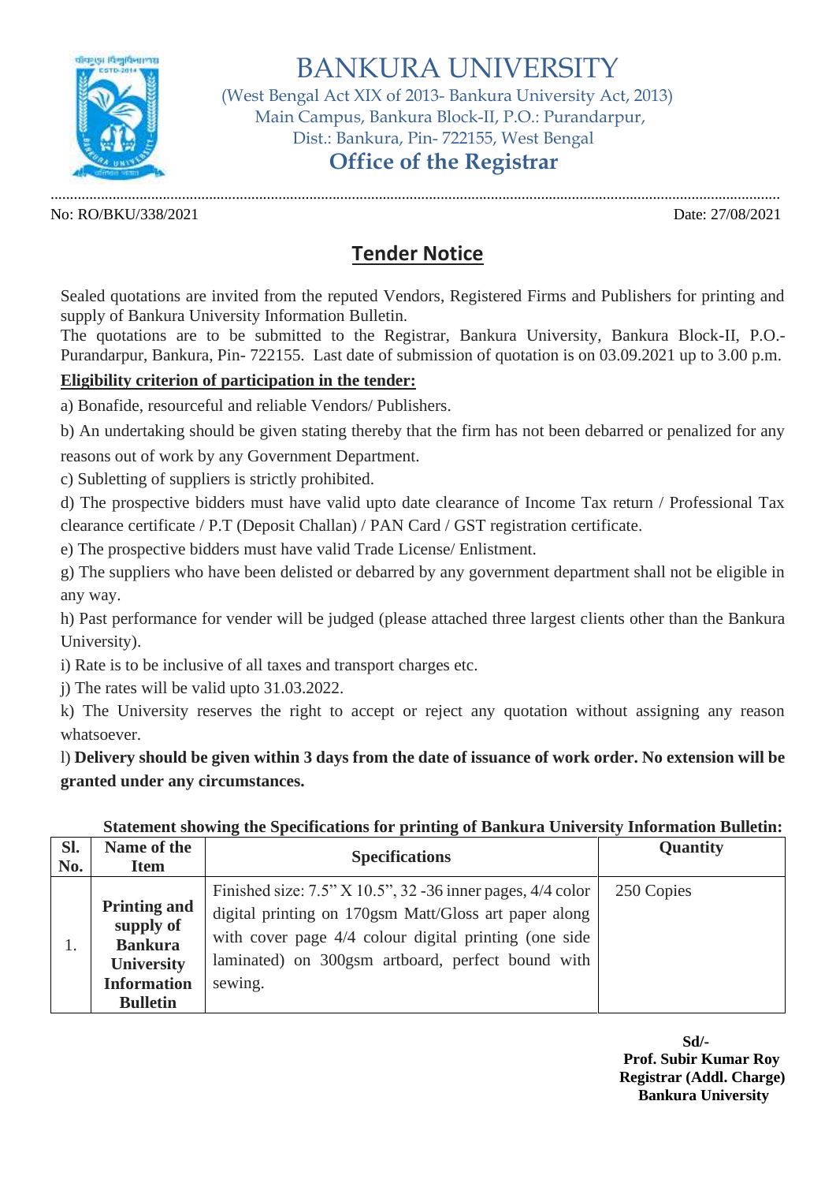# BANKURA UNIVERSITY

(West Bengal Act XIX of 2013- Bankura University Act, 2013)
Main Campus, Bankura Block-II, P.O.: Purandarpur,
Dist.: Bankura, Pin- 722155, West Bengal

## Office of the Registrar

No: RO/BKU/338/2021 Date: 27/08/2021

## Tender Notice

Sealed quotations are invited from the reputed Vendors, Registered Firms and Publishers for printing and supply of Bankura University Information Bulletin.
The quotations are to be submitted to the Registrar, Bankura University, Bankura Block-II, P.O.- Purandarpur, Bankura, Pin- 722155. Last date of submission of quotation is on 03.09.2021 up to 3.00 p.m.

**Eligibility criterion of participation in the tender:**

a) Bonafide, resourceful and reliable Vendors/ Publishers.

b) An undertaking should be given stating thereby that the firm has not been debarred or penalized for any reasons out of work by any Government Department.

c) Subletting of suppliers is strictly prohibited.

d) The prospective bidders must have valid upto date clearance of Income Tax return / Professional Tax clearance certificate / P.T (Deposit Challan) / PAN Card / GST registration certificate.

e) The prospective bidders must have valid Trade License/ Enlistment.

g) The suppliers who have been delisted or debarred by any government department shall not be eligible in any way.

h) Past performance for vender will be judged (please attached three largest clients other than the Bankura University).

i) Rate is to be inclusive of all taxes and transport charges etc.

j) The rates will be valid upto 31.03.2022.

k) The University reserves the right to accept or reject any quotation without assigning any reason whatsoever.

l) **Delivery should be given within 3 days from the date of issuance of work order. No extension will be granted under any circumstances.**

**Statement showing the Specifications for printing of Bankura University Information Bulletin:**

| Sl. No. | Name of the Item | Specifications | Quantity |
|---|---|---|---|
| 1. | **Printing and supply of Bankura University Information Bulletin** | Finished size: 7.5" X 10.5", 32 -36 inner pages, 4/4 color digital printing on 170gsm Matt/Gloss art paper along with cover page 4/4 colour digital printing (one side laminated) on 300gsm artboard, perfect bound with sewing. | 250 Copies |

**Sd/-**
**Prof. Subir Kumar Roy**
**Registrar (Addl. Charge)**
**Bankura University**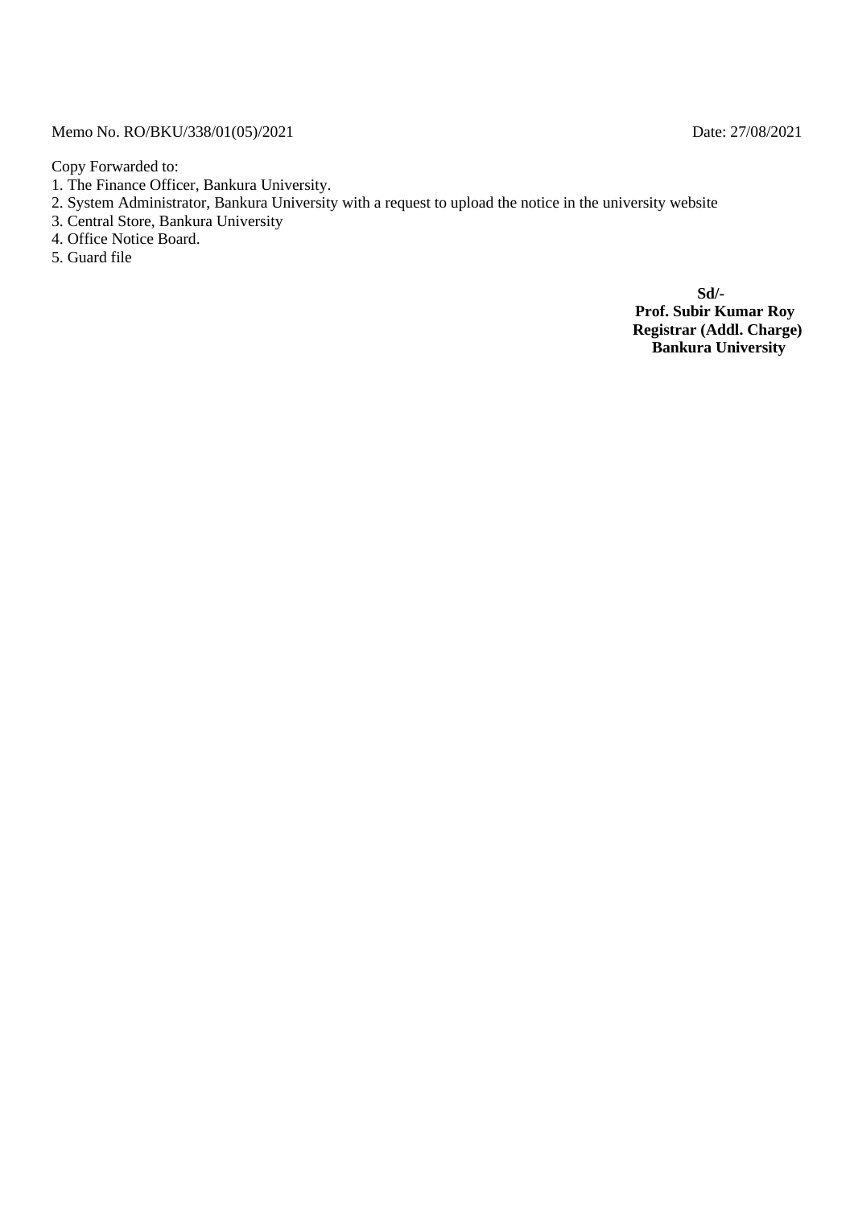Memo No. RO/BKU/338/01(05)/2021 Date: 27/08/2021

Copy Forwarded to:

1. The Finance Officer, Bankura University.
2. System Administrator, Bankura University with a request to upload the notice in the university website
3. Central Store, Bankura University
4. Office Notice Board.
5. Guard file

**Sd/-**
**Prof. Subir Kumar Roy**
**Registrar (Addl. Charge)**
**Bankura University**